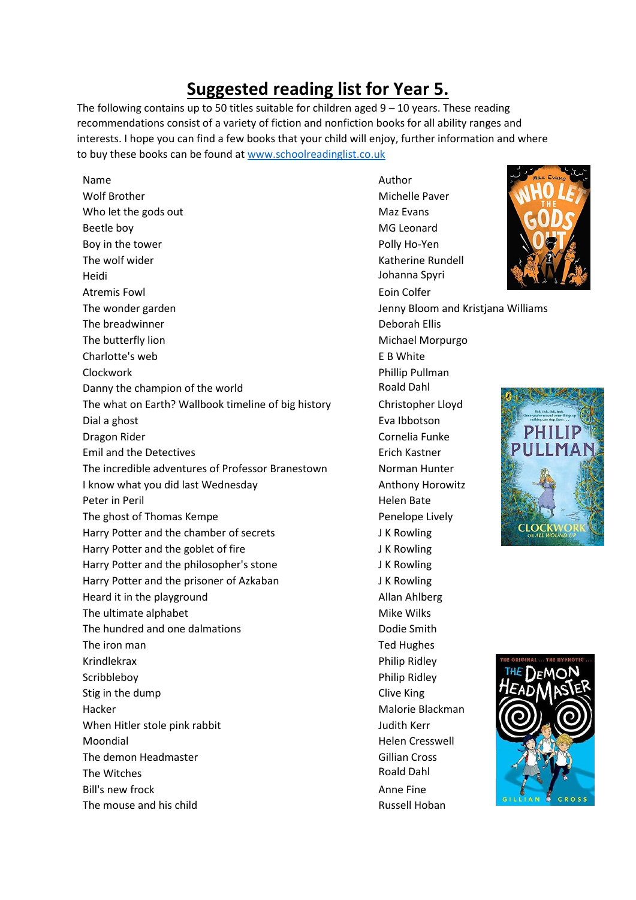# Suggested reading list for Year 5.

The following contains up to 50 titles suitable for children aged 9 – 10 years. These reading recommendations consist of a variety of fiction and nonfiction books for all ability ranges and interests. I hope you can find a few books that your child will enjoy, further information and where to buy these books can be found at www.schoolreadinglist.co.uk

| Name | Author |
|---|---|
| Wolf Brother | Michelle Paver |
| Who let the gods out | Maz Evans |
| Beetle boy | MG Leonard |
| Boy in the tower | Polly Ho-Yen |
| The wolf wider | Katherine Rundell |
| Heidi | Johanna Spyri |
| Atremis Fowl | Eoin Colfer |
| The wonder garden | Jenny Bloom and Kristjana Williams |
| The breadwinner | Deborah Ellis |
| The butterfly lion | Michael Morpurgo |
| Charlotte's web | E B White |
| Clockwork | Phillip Pullman |
| Danny the champion of the world | Roald Dahl |
| The what on Earth? Wallbook timeline of big history | Christopher Lloyd |
| Dial a ghost | Eva Ibbotson |
| Dragon Rider | Cornelia Funke |
| Emil and the Detectives | Erich Kastner |
| The incredible adventures of Professor Branestown | Norman Hunter |
| I know what you did last Wednesday | Anthony Horowitz |
| Peter in Peril | Helen Bate |
| The ghost of Thomas Kempe | Penelope Lively |
| Harry Potter and the chamber of secrets | J K Rowling |
| Harry Potter and the goblet of fire | J K Rowling |
| Harry Potter and the philosopher's stone | J K Rowling |
| Harry Potter and the prisoner of Azkaban | J K Rowling |
| Heard it in the playground | Allan Ahlberg |
| The ultimate alphabet | Mike Wilks |
| The hundred and one dalmations | Dodie Smith |
| The iron man | Ted Hughes |
| Krindlekrax | Philip Ridley |
| Scribbleboy | Philip Ridley |
| Stig in the dump | Clive King |
| Hacker | Malorie Blackman |
| When Hitler stole pink rabbit | Judith Kerr |
| Moondial | Helen Cresswell |
| The demon Headmaster | Gillian Cross |
| The Witches | Roald Dahl |
| Bill's new frock | Anne Fine |
| The mouse and his child | Russell Hoban |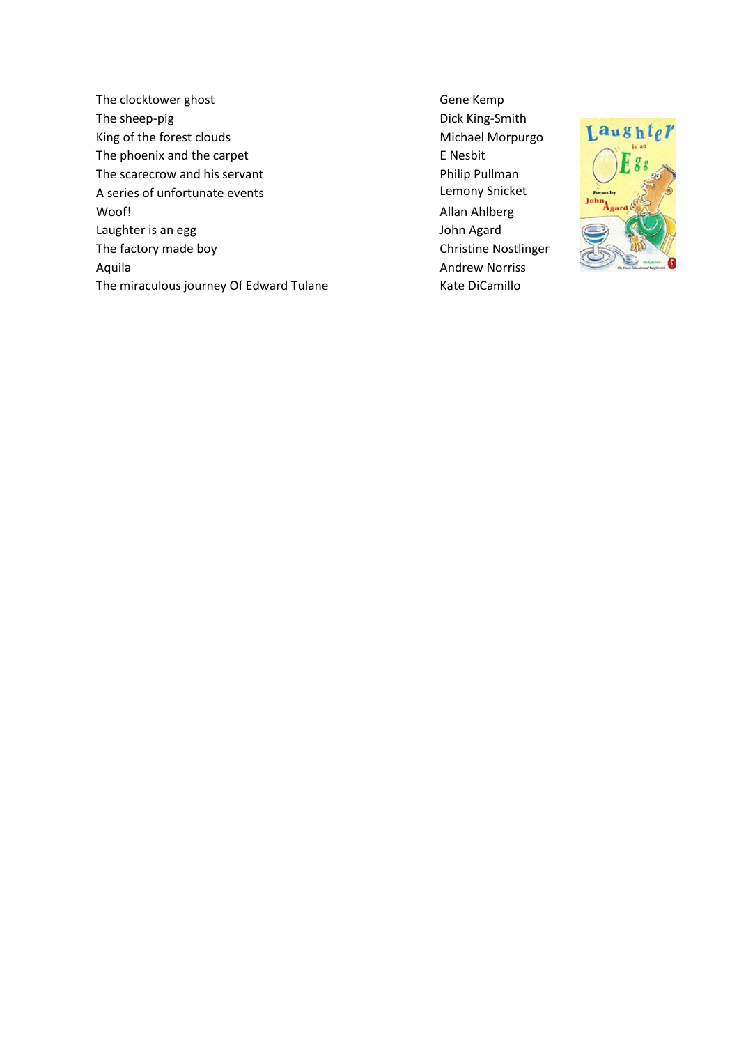| | |
|---|---|
| The clocktower ghost | Gene Kemp |
| The sheep-pig | Dick King-Smith |
| King of the forest clouds | Michael Morpurgo |
| The phoenix and the carpet | E Nesbit |
| The scarecrow and his servant | Philip Pullman |
| A series of unfortunate events | Lemony Snicket |
| Woof! | Allan Ahlberg |
| Laughter is an egg | John Agard |
| The factory made boy | Christine Nostlinger |
| Aquila | Andrew Norriss |
| The miraculous journey Of Edward Tulane | Kate DiCamillo |